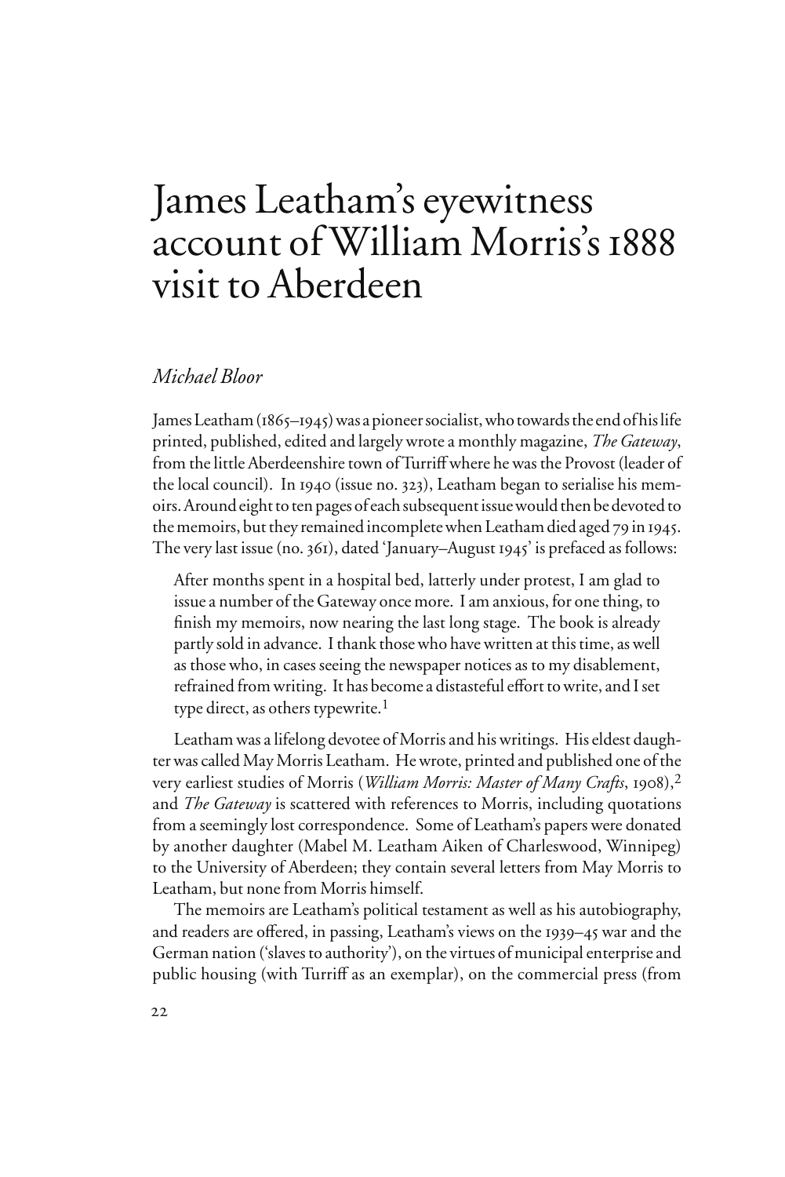# James Leatham's eyewitness account of William Morris's 1888 visit to Aberdeen

*Michael Bloor*

James Leatham (1865–1945) was a pioneer socialist, who towards the end of his life printed, published, edited and largely wrote a monthly magazine, *The Gateway*, from the little Aberdeenshire town of Turriff where he was the Provost (leader of the local council). In 1940 (issue no. 323), Leatham began to serialise his memoirs. Around eight to ten pages of each subsequent issue would then be devoted to the memoirs, but they remained incomplete when Leatham died aged 79 in 1945. The very last issue (no. 361), dated 'January–August 1945' is prefaced as follows:

> After months spent in a hospital bed, latterly under protest, I am glad to issue a number of the Gateway once more. I am anxious, for one thing, to finish my memoirs, now nearing the last long stage. The book is already partly sold in advance. I thank those who have written at this time, as well as those who, in cases seeing the newspaper notices as to my disablement, refrained from writing. It has become a distasteful effort to write, and I set type direct, as others typewrite.[1]

Leatham was a lifelong devotee of Morris and his writings. His eldest daughter was called May Morris Leatham. He wrote, printed and published one of the very earliest studies of Morris (*William Morris: Master of Many Crafts*, 1908),[2] and *The Gateway* is scattered with references to Morris, including quotations from a seemingly lost correspondence. Some of Leatham's papers were donated by another daughter (Mabel M. Leatham Aiken of Charleswood, Winnipeg) to the University of Aberdeen; they contain several letters from May Morris to Leatham, but none from Morris himself.

The memoirs are Leatham's political testament as well as his autobiography, and readers are offered, in passing, Leatham's views on the 1939–45 war and the German nation ('slaves to authority'), on the virtues of municipal enterprise and public housing (with Turriff as an exemplar), on the commercial press (from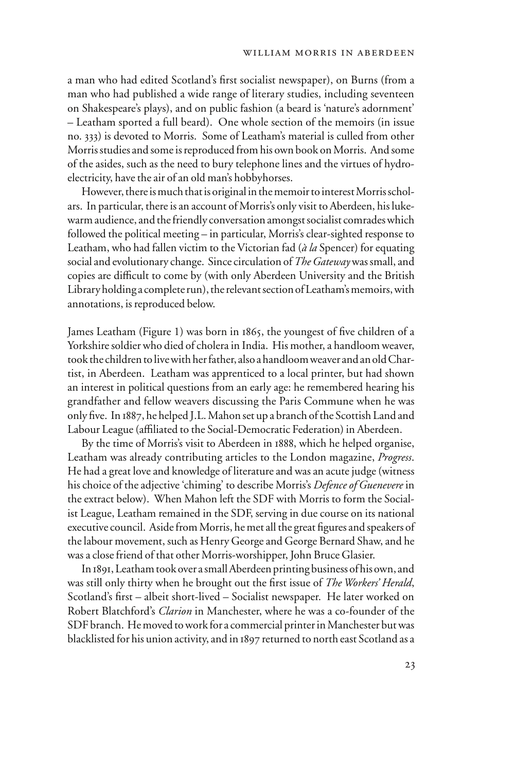a man who had edited Scotland's first socialist newspaper), on Burns (from a man who had published a wide range of literary studies, including seventeen on Shakespeare's plays), and on public fashion (a beard is 'nature's adornment' – Leatham sported a full beard). One whole section of the memoirs (in issue no. 333) is devoted to Morris. Some of Leatham's material is culled from other Morris studies and some is reproduced from his own book on Morris. And some of the asides, such as the need to bury telephone lines and the virtues of hydro-electricity, have the air of an old man's hobbyhorses.

However, there is much that is original in the memoir to interest Morris scholars. In particular, there is an account of Morris's only visit to Aberdeen, his lukewarm audience, and the friendly conversation amongst socialist comrades which followed the political meeting – in particular, Morris's clear-sighted response to Leatham, who had fallen victim to the Victorian fad (*à la* Spencer) for equating social and evolutionary change. Since circulation of *The Gateway* was small, and copies are difficult to come by (with only Aberdeen University and the British Library holding a complete run), the relevant section of Leatham's memoirs, with annotations, is reproduced below.

James Leatham (Figure 1) was born in 1865, the youngest of five children of a Yorkshire soldier who died of cholera in India. His mother, a handloom weaver, took the children to live with her father, also a handloom weaver and an old Chartist, in Aberdeen. Leatham was apprenticed to a local printer, but had shown an interest in political questions from an early age: he remembered hearing his grandfather and fellow weavers discussing the Paris Commune when he was only five. In 1887, he helped J.L. Mahon set up a branch of the Scottish Land and Labour League (affiliated to the Social-Democratic Federation) in Aberdeen.

By the time of Morris's visit to Aberdeen in 1888, which he helped organise, Leatham was already contributing articles to the London magazine, *Progress*. He had a great love and knowledge of literature and was an acute judge (witness his choice of the adjective 'chiming' to describe Morris's *Defence of Guenevere* in the extract below). When Mahon left the SDF with Morris to form the Socialist League, Leatham remained in the SDF, serving in due course on its national executive council. Aside from Morris, he met all the great figures and speakers of the labour movement, such as Henry George and George Bernard Shaw, and he was a close friend of that other Morris-worshipper, John Bruce Glasier.

In 1891, Leatham took over a small Aberdeen printing business of his own, and was still only thirty when he brought out the first issue of *The Workers' Herald*, Scotland's first – albeit short-lived – Socialist newspaper. He later worked on Robert Blatchford's *Clarion* in Manchester, where he was a co-founder of the SDF branch. He moved to work for a commercial printer in Manchester but was blacklisted for his union activity, and in 1897 returned to north east Scotland as a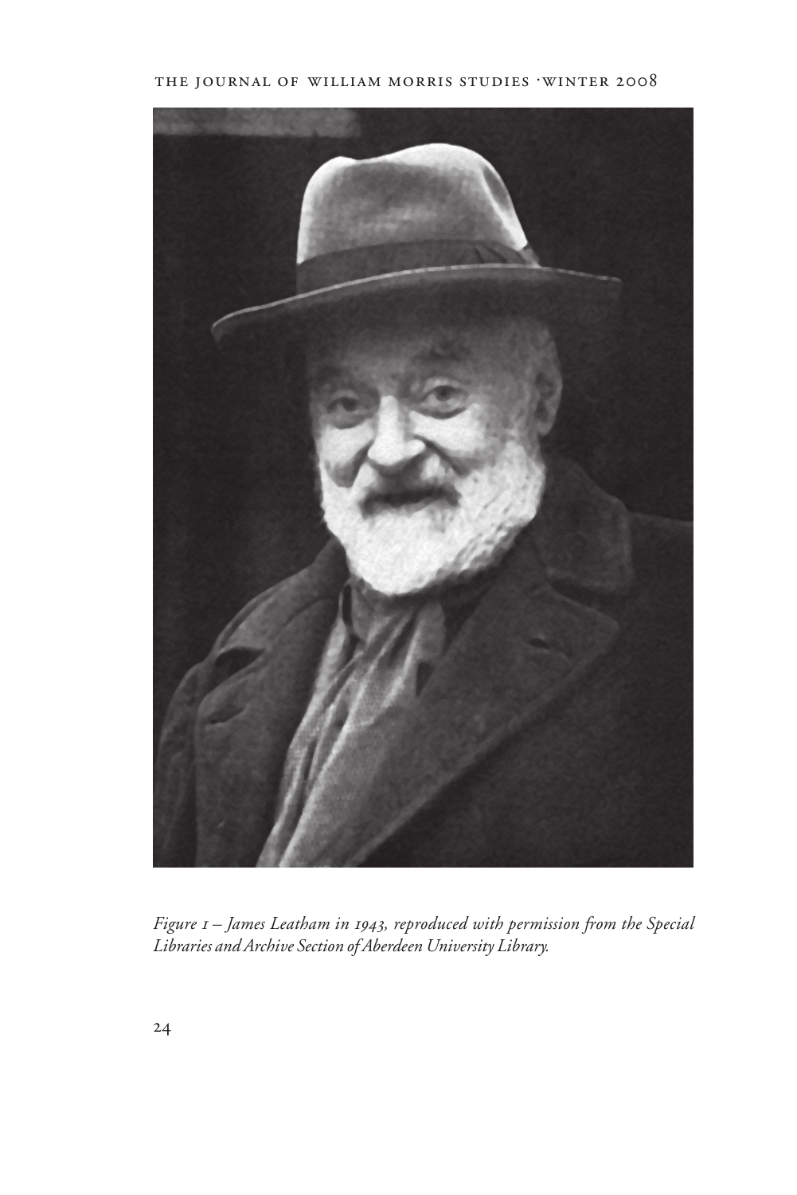*Figure 1 – James Leatham in 1943, reproduced with permission from the Special Libraries and Archive Section of Aberdeen University Library.*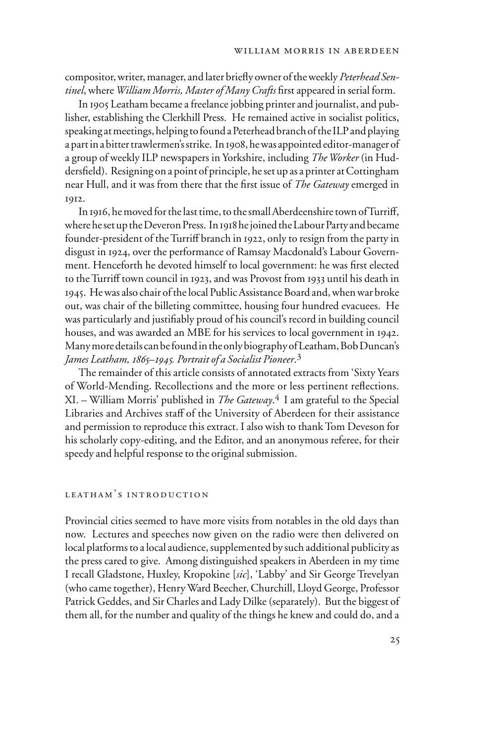compositor, writer, manager, and later briefly owner of the weekly *Peterhead Sentinel*, where *William Morris, Master of Many Crafts* first appeared in serial form.

In 1905 Leatham became a freelance jobbing printer and journalist, and publisher, establishing the Clerkhill Press. He remained active in socialist politics, speaking at meetings, helping to found a Peterhead branch of the ILP and playing a part in a bitter trawlermen's strike. In 1908, he was appointed editor-manager of a group of weekly ILP newspapers in Yorkshire, including *The Worker* (in Huddersfield). Resigning on a point of principle, he set up as a printer at Cottingham near Hull, and it was from there that the first issue of *The Gateway* emerged in 1912.

In 1916, he moved for the last time, to the small Aberdeenshire town of Turriff, where he set up the Deveron Press. In 1918 he joined the Labour Party and became founder-president of the Turriff branch in 1922, only to resign from the party in disgust in 1924, over the performance of Ramsay Macdonald's Labour Government. Henceforth he devoted himself to local government: he was first elected to the Turriff town council in 1923, and was Provost from 1933 until his death in 1945. He was also chair of the local Public Assistance Board and, when war broke out, was chair of the billeting committee, housing four hundred evacuees. He was particularly and justifiably proud of his council's record in building council houses, and was awarded an MBE for his services to local government in 1942. Many more details can be found in the only biography of Leatham, Bob Duncan's *James Leatham, 1865–1945. Portrait of a Socialist Pioneer*.[3]

The remainder of this article consists of annotated extracts from 'Sixty Years of World-Mending. Recollections and the more or less pertinent reflections. XI. – William Morris' published in *The Gateway*.[4] I am grateful to the Special Libraries and Archives staff of the University of Aberdeen for their assistance and permission to reproduce this extract. I also wish to thank Tom Deveson for his scholarly copy-editing, and the Editor, and an anonymous referee, for their speedy and helpful response to the original submission.

## Leatham's Introduction

Provincial cities seemed to have more visits from notables in the old days than now. Lectures and speeches now given on the radio were then delivered on local platforms to a local audience, supplemented by such additional publicity as the press cared to give. Among distinguished speakers in Aberdeen in my time I recall Gladstone, Huxley, Kropokine [*sic*], 'Labby' and Sir George Trevelyan (who came together), Henry Ward Beecher, Churchill, Lloyd George, Professor Patrick Geddes, and Sir Charles and Lady Dilke (separately). But the biggest of them all, for the number and quality of the things he knew and could do, and a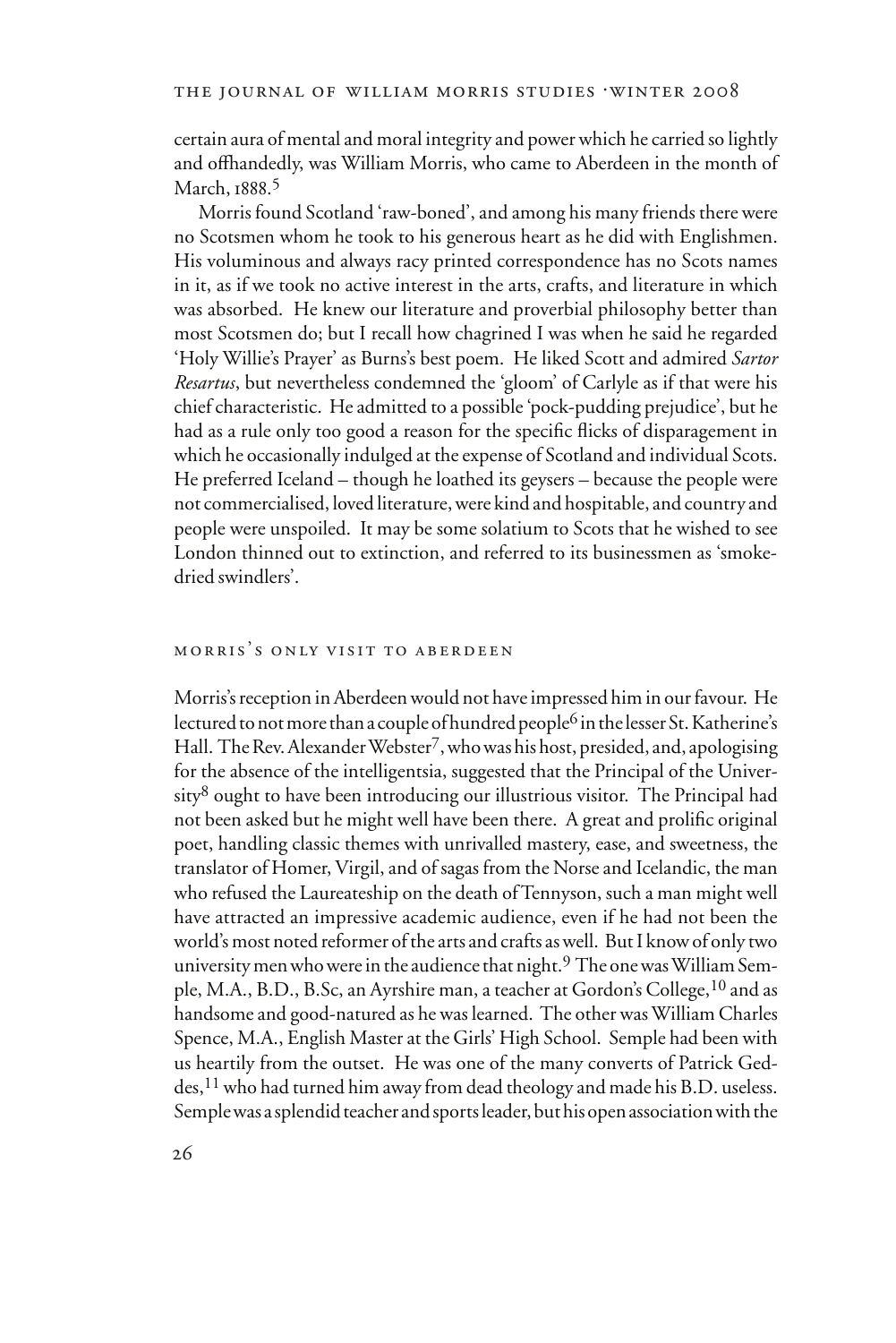certain aura of mental and moral integrity and power which he carried so lightly and offhandedly, was William Morris, who came to Aberdeen in the month of March, 1888.[5]

Morris found Scotland 'raw-boned', and among his many friends there were no Scotsmen whom he took to his generous heart as he did with Englishmen. His voluminous and always racy printed correspondence has no Scots names in it, as if we took no active interest in the arts, crafts, and literature in which was absorbed. He knew our literature and proverbial philosophy better than most Scotsmen do; but I recall how chagrined I was when he said he regarded 'Holy Willie's Prayer' as Burns's best poem. He liked Scott and admired *Sartor Resartus*, but nevertheless condemned the 'gloom' of Carlyle as if that were his chief characteristic. He admitted to a possible 'pock-pudding prejudice', but he had as a rule only too good a reason for the specific flicks of disparagement in which he occasionally indulged at the expense of Scotland and individual Scots. He preferred Iceland – though he loathed its geysers – because the people were not commercialised, loved literature, were kind and hospitable, and country and people were unspoiled. It may be some solatium to Scots that he wished to see London thinned out to extinction, and referred to its businessmen as 'smoke-dried swindlers'.

## MORRIS'S ONLY VISIT TO ABERDEEN

Morris's reception in Aberdeen would not have impressed him in our favour. He lectured to not more than a couple of hundred people[6] in the lesser St. Katherine's Hall. The Rev. Alexander Webster[7], who was his host, presided, and, apologising for the absence of the intelligentsia, suggested that the Principal of the University[8] ought to have been introducing our illustrious visitor. The Principal had not been asked but he might well have been there. A great and prolific original poet, handling classic themes with unrivalled mastery, ease, and sweetness, the translator of Homer, Virgil, and of sagas from the Norse and Icelandic, the man who refused the Laureateship on the death of Tennyson, such a man might well have attracted an impressive academic audience, even if he had not been the world's most noted reformer of the arts and crafts as well. But I know of only two university men who were in the audience that night.[9] The one was William Semple, M.A., B.D., B.Sc, an Ayrshire man, a teacher at Gordon's College,[10] and as handsome and good-natured as he was learned. The other was William Charles Spence, M.A., English Master at the Girls' High School. Semple had been with us heartily from the outset. He was one of the many converts of Patrick Geddes,[11] who had turned him away from dead theology and made his B.D. useless. Semple was a splendid teacher and sports leader, but his open association with the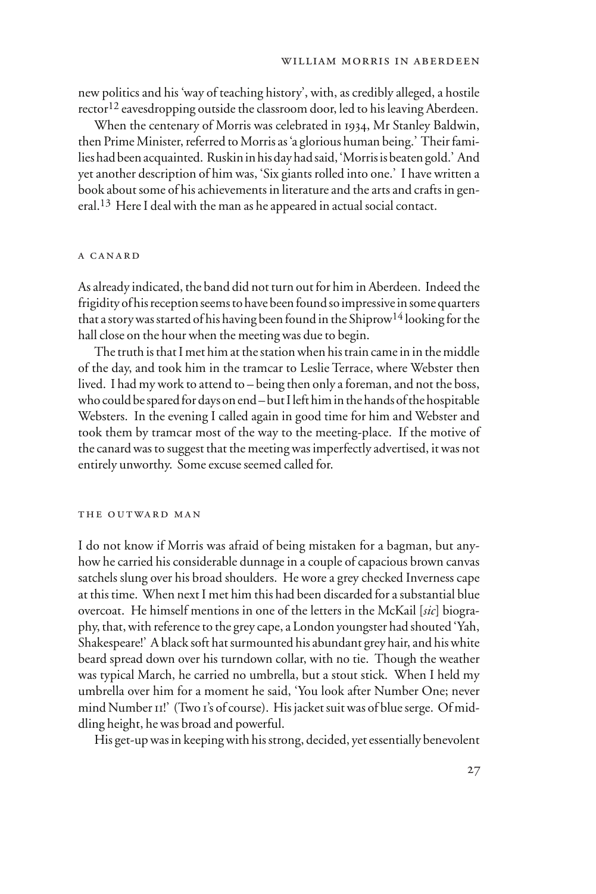new politics and his 'way of teaching history', with, as credibly alleged, a hostile rector[12] eavesdropping outside the classroom door, led to his leaving Aberdeen.

When the centenary of Morris was celebrated in 1934, Mr Stanley Baldwin, then Prime Minister, referred to Morris as 'a glorious human being.' Their families had been acquainted. Ruskin in his day had said, 'Morris is beaten gold.' And yet another description of him was, 'Six giants rolled into one.' I have written a book about some of his achievements in literature and the arts and crafts in general.[13] Here I deal with the man as he appeared in actual social contact.

### A CANARD

As already indicated, the band did not turn out for him in Aberdeen. Indeed the frigidity of his reception seems to have been found so impressive in some quarters that a story was started of his having been found in the Shiprow[14] looking for the hall close on the hour when the meeting was due to begin.

The truth is that I met him at the station when his train came in in the middle of the day, and took him in the tramcar to Leslie Terrace, where Webster then lived. I had my work to attend to – being then only a foreman, and not the boss, who could be spared for days on end – but I left him in the hands of the hospitable Websters. In the evening I called again in good time for him and Webster and took them by tramcar most of the way to the meeting-place. If the motive of the canard was to suggest that the meeting was imperfectly advertised, it was not entirely unworthy. Some excuse seemed called for.

### THE OUTWARD MAN

I do not know if Morris was afraid of being mistaken for a bagman, but anyhow he carried his considerable dunnage in a couple of capacious brown canvas satchels slung over his broad shoulders. He wore a grey checked Inverness cape at this time. When next I met him this had been discarded for a substantial blue overcoat. He himself mentions in one of the letters in the McKail [*sic*] biography, that, with reference to the grey cape, a London youngster had shouted 'Yah, Shakespeare!' A black soft hat surmounted his abundant grey hair, and his white beard spread down over his turndown collar, with no tie. Though the weather was typical March, he carried no umbrella, but a stout stick. When I held my umbrella over him for a moment he said, 'You look after Number One; never mind Number 11!' (Two 1's of course). His jacket suit was of blue serge. Of middling height, he was broad and powerful.

His get-up was in keeping with his strong, decided, yet essentially benevolent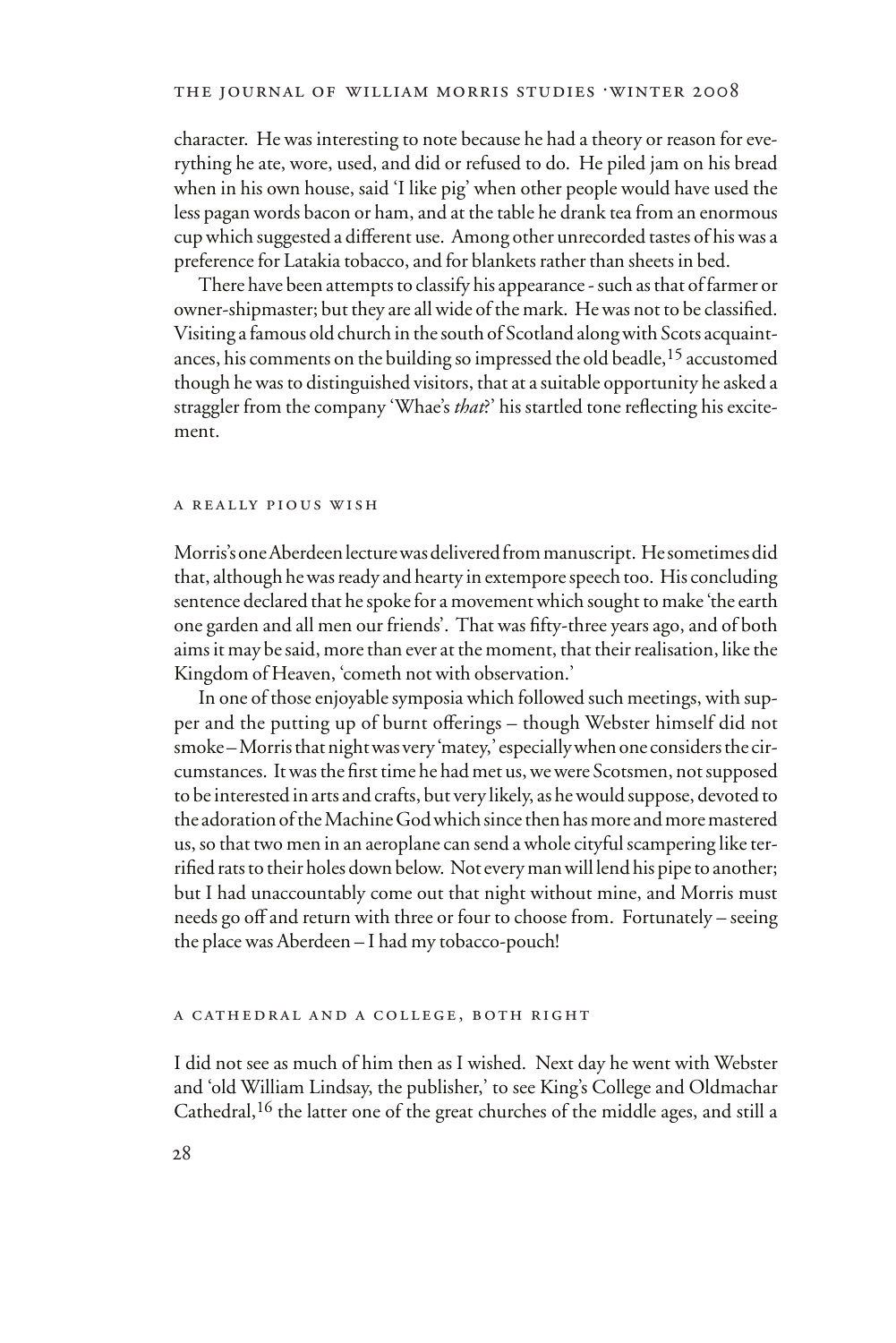character. He was interesting to note because he had a theory or reason for everything he ate, wore, used, and did or refused to do. He piled jam on his bread when in his own house, said 'I like pig' when other people would have used the less pagan words bacon or ham, and at the table he drank tea from an enormous cup which suggested a different use. Among other unrecorded tastes of his was a preference for Latakia tobacco, and for blankets rather than sheets in bed.

There have been attempts to classify his appearance - such as that of farmer or owner-shipmaster; but they are all wide of the mark. He was not to be classified. Visiting a famous old church in the south of Scotland along with Scots acquaintances, his comments on the building so impressed the old beadle,[15] accustomed though he was to distinguished visitors, that at a suitable opportunity he asked a straggler from the company 'Whae's *that*?' his startled tone reflecting his excitement.

## A REALLY PIOUS WISH

Morris's one Aberdeen lecture was delivered from manuscript. He sometimes did that, although he was ready and hearty in extempore speech too. His concluding sentence declared that he spoke for a movement which sought to make 'the earth one garden and all men our friends'. That was fifty-three years ago, and of both aims it may be said, more than ever at the moment, that their realisation, like the Kingdom of Heaven, 'cometh not with observation.'

In one of those enjoyable symposia which followed such meetings, with supper and the putting up of burnt offerings – though Webster himself did not smoke – Morris that night was very 'matey,' especially when one considers the circumstances. It was the first time he had met us, we were Scotsmen, not supposed to be interested in arts and crafts, but very likely, as he would suppose, devoted to the adoration of the Machine God which since then has more and more mastered us, so that two men in an aeroplane can send a whole cityful scampering like terrified rats to their holes down below. Not every man will lend his pipe to another; but I had unaccountably come out that night without mine, and Morris must needs go off and return with three or four to choose from. Fortunately – seeing the place was Aberdeen – I had my tobacco-pouch!

## A CATHEDRAL AND A COLLEGE, BOTH RIGHT

I did not see as much of him then as I wished. Next day he went with Webster and 'old William Lindsay, the publisher,' to see King's College and Oldmachar Cathedral,[16] the latter one of the great churches of the middle ages, and still a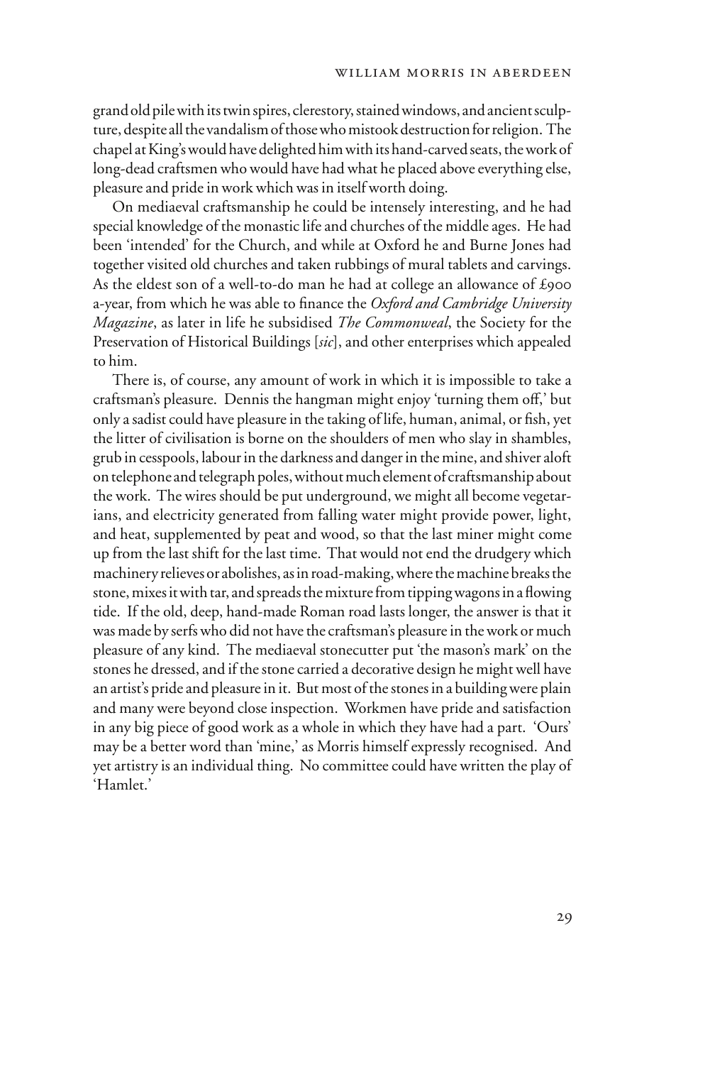grand old pile with its twin spires, clerestory, stained windows, and ancient sculpture, despite all the vandalism of those who mistook destruction for religion. The chapel at King's would have delighted him with its hand-carved seats, the work of long-dead craftsmen who would have had what he placed above everything else, pleasure and pride in work which was in itself worth doing.

On mediaeval craftsmanship he could be intensely interesting, and he had special knowledge of the monastic life and churches of the middle ages. He had been 'intended' for the Church, and while at Oxford he and Burne Jones had together visited old churches and taken rubbings of mural tablets and carvings. As the eldest son of a well-to-do man he had at college an allowance of £900 a-year, from which he was able to finance the *Oxford and Cambridge University Magazine*, as later in life he subsidised *The Commonweal*, the Society for the Preservation of Historical Buildings [*sic*], and other enterprises which appealed to him.

There is, of course, any amount of work in which it is impossible to take a craftsman's pleasure. Dennis the hangman might enjoy 'turning them off,' but only a sadist could have pleasure in the taking of life, human, animal, or fish, yet the litter of civilisation is borne on the shoulders of men who slay in shambles, grub in cesspools, labour in the darkness and danger in the mine, and shiver aloft on telephone and telegraph poles, without much element of craftsmanship about the work. The wires should be put underground, we might all become vegetarians, and electricity generated from falling water might provide power, light, and heat, supplemented by peat and wood, so that the last miner might come up from the last shift for the last time. That would not end the drudgery which machinery relieves or abolishes, as in road-making, where the machine breaks the stone, mixes it with tar, and spreads the mixture from tipping wagons in a flowing tide. If the old, deep, hand-made Roman road lasts longer, the answer is that it was made by serfs who did not have the craftsman's pleasure in the work or much pleasure of any kind. The mediaeval stonecutter put 'the mason's mark' on the stones he dressed, and if the stone carried a decorative design he might well have an artist's pride and pleasure in it. But most of the stones in a building were plain and many were beyond close inspection. Workmen have pride and satisfaction in any big piece of good work as a whole in which they have had a part. 'Ours' may be a better word than 'mine,' as Morris himself expressly recognised. And yet artistry is an individual thing. No committee could have written the play of 'Hamlet.'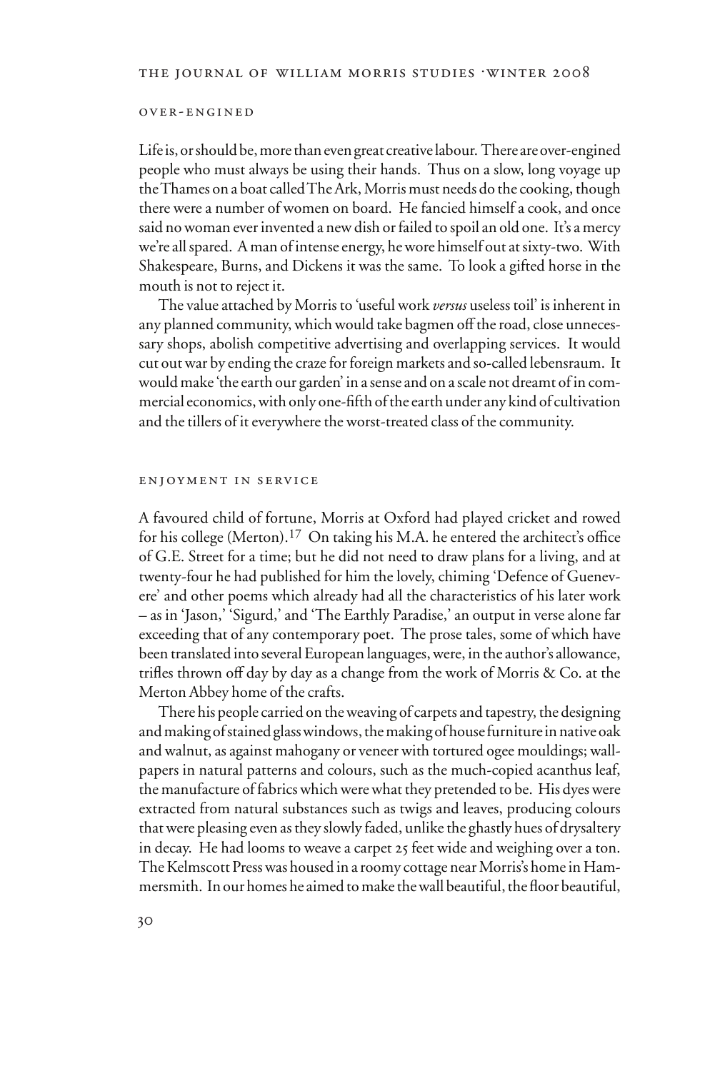## over-engined

Life is, or should be, more than even great creative labour. There are over-engined people who must always be using their hands. Thus on a slow, long voyage up the Thames on a boat called The Ark, Morris must needs do the cooking, though there were a number of women on board. He fancied himself a cook, and once said no woman ever invented a new dish or failed to spoil an old one. It's a mercy we're all spared. A man of intense energy, he wore himself out at sixty-two. With Shakespeare, Burns, and Dickens it was the same. To look a gifted horse in the mouth is not to reject it.

The value attached by Morris to 'useful work *versus* useless toil' is inherent in any planned community, which would take bagmen off the road, close unnecessary shops, abolish competitive advertising and overlapping services. It would cut out war by ending the craze for foreign markets and so-called lebensraum. It would make 'the earth our garden' in a sense and on a scale not dreamt of in commercial economics, with only one-fifth of the earth under any kind of cultivation and the tillers of it everywhere the worst-treated class of the community.

## enjoyment in service

A favoured child of fortune, Morris at Oxford had played cricket and rowed for his college (Merton).[17] On taking his M.A. he entered the architect's office of G.E. Street for a time; but he did not need to draw plans for a living, and at twenty-four he had published for him the lovely, chiming 'Defence of Guenevere' and other poems which already had all the characteristics of his later work – as in 'Jason,' 'Sigurd,' and 'The Earthly Paradise,' an output in verse alone far exceeding that of any contemporary poet. The prose tales, some of which have been translated into several European languages, were, in the author's allowance, trifles thrown off day by day as a change from the work of Morris & Co. at the Merton Abbey home of the crafts.

There his people carried on the weaving of carpets and tapestry, the designing and making of stained glass windows, the making of house furniture in native oak and walnut, as against mahogany or veneer with tortured ogee mouldings; wallpapers in natural patterns and colours, such as the much-copied acanthus leaf, the manufacture of fabrics which were what they pretended to be. His dyes were extracted from natural substances such as twigs and leaves, producing colours that were pleasing even as they slowly faded, unlike the ghastly hues of drysaltery in decay. He had looms to weave a carpet 25 feet wide and weighing over a ton. The Kelmscott Press was housed in a roomy cottage near Morris's home in Hammersmith. In our homes he aimed to make the wall beautiful, the floor beautiful,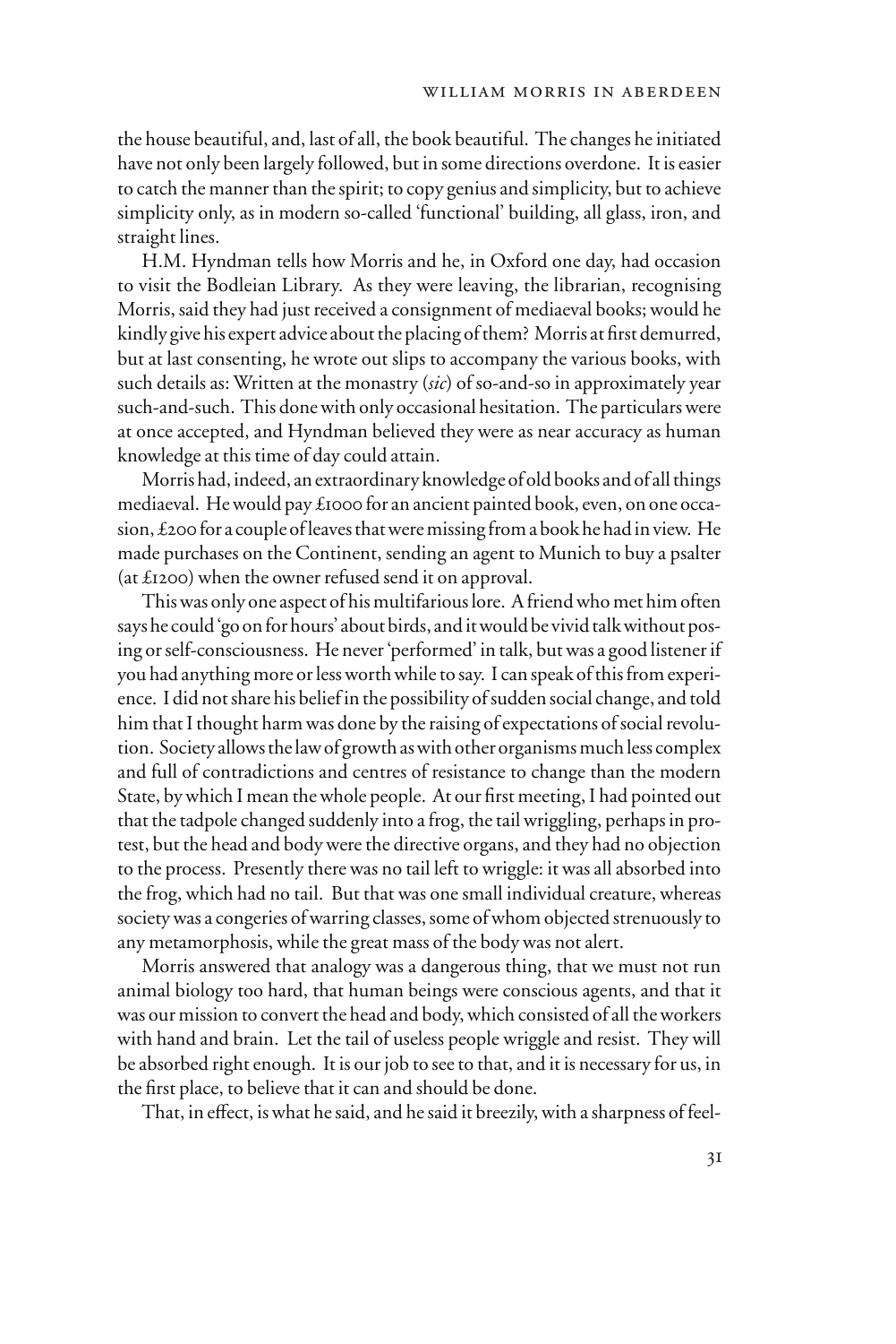the house beautiful, and, last of all, the book beautiful. The changes he initiated have not only been largely followed, but in some directions overdone. It is easier to catch the manner than the spirit; to copy genius and simplicity, but to achieve simplicity only, as in modern so-called 'functional' building, all glass, iron, and straight lines.

H.M. Hyndman tells how Morris and he, in Oxford one day, had occasion to visit the Bodleian Library. As they were leaving, the librarian, recognising Morris, said they had just received a consignment of mediaeval books; would he kindly give his expert advice about the placing of them? Morris at first demurred, but at last consenting, he wrote out slips to accompany the various books, with such details as: Written at the monastry (*sic*) of so-and-so in approximately year such-and-such. This done with only occasional hesitation. The particulars were at once accepted, and Hyndman believed they were as near accuracy as human knowledge at this time of day could attain.

Morris had, indeed, an extraordinary knowledge of old books and of all things mediaeval. He would pay £1000 for an ancient painted book, even, on one occasion, £200 for a couple of leaves that were missing from a book he had in view. He made purchases on the Continent, sending an agent to Munich to buy a psalter (at £1200) when the owner refused send it on approval.

This was only one aspect of his multifarious lore. A friend who met him often says he could 'go on for hours' about birds, and it would be vivid talk without posing or self-consciousness. He never 'performed' in talk, but was a good listener if you had anything more or less worth while to say. I can speak of this from experience. I did not share his belief in the possibility of sudden social change, and told him that I thought harm was done by the raising of expectations of social revolution. Society allows the law of growth as with other organisms much less complex and full of contradictions and centres of resistance to change than the modern State, by which I mean the whole people. At our first meeting, I had pointed out that the tadpole changed suddenly into a frog, the tail wriggling, perhaps in protest, but the head and body were the directive organs, and they had no objection to the process. Presently there was no tail left to wriggle: it was all absorbed into the frog, which had no tail. But that was one small individual creature, whereas society was a congeries of warring classes, some of whom objected strenuously to any metamorphosis, while the great mass of the body was not alert.

Morris answered that analogy was a dangerous thing, that we must not run animal biology too hard, that human beings were conscious agents, and that it was our mission to convert the head and body, which consisted of all the workers with hand and brain. Let the tail of useless people wriggle and resist. They will be absorbed right enough. It is our job to see to that, and it is necessary for us, in the first place, to believe that it can and should be done.

That, in effect, is what he said, and he said it breezily, with a sharpness of feel-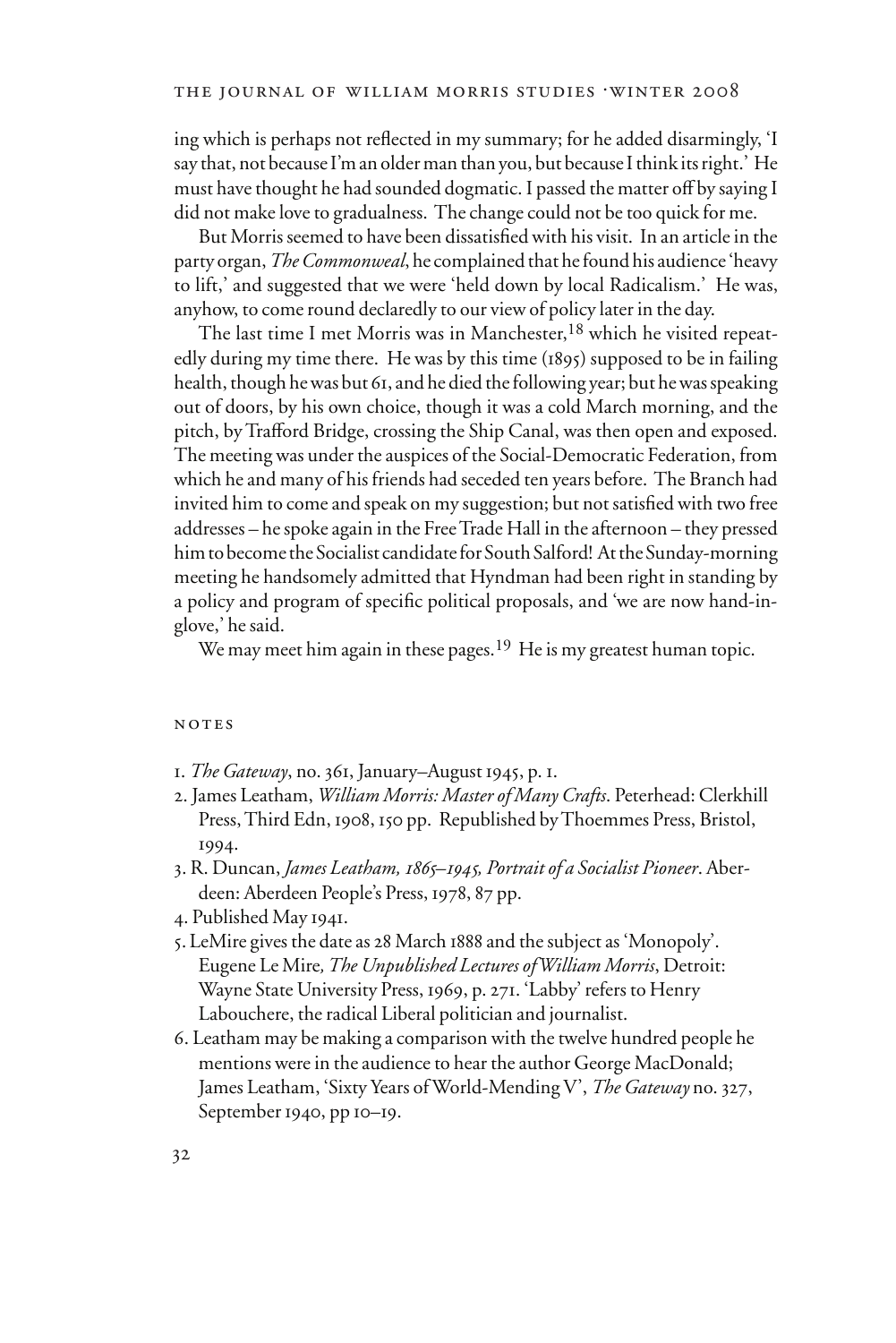ing which is perhaps not reflected in my summary; for he added disarmingly, 'I say that, not because I'm an older man than you, but because I think its right.' He must have thought he had sounded dogmatic. I passed the matter off by saying I did not make love to gradualness. The change could not be too quick for me.

But Morris seemed to have been dissatisfied with his visit. In an article in the party organ, *The Commonweal*, he complained that he found his audience 'heavy to lift,' and suggested that we were 'held down by local Radicalism.' He was, anyhow, to come round declaredly to our view of policy later in the day.

The last time I met Morris was in Manchester,[18] which he visited repeatedly during my time there. He was by this time (1895) supposed to be in failing health, though he was but 61, and he died the following year; but he was speaking out of doors, by his own choice, though it was a cold March morning, and the pitch, by Trafford Bridge, crossing the Ship Canal, was then open and exposed. The meeting was under the auspices of the Social-Democratic Federation, from which he and many of his friends had seceded ten years before. The Branch had invited him to come and speak on my suggestion; but not satisfied with two free addresses – he spoke again in the Free Trade Hall in the afternoon – they pressed him to become the Socialist candidate for South Salford! At the Sunday-morning meeting he handsomely admitted that Hyndman had been right in standing by a policy and program of specific political proposals, and 'we are now hand-in-glove,' he said.

We may meet him again in these pages.[19] He is my greatest human topic.

## NOTES

1. *The Gateway*, no. 361, January–August 1945, p. 1.
2. James Leatham, *William Morris: Master of Many Crafts*. Peterhead: Clerkhill Press, Third Edn, 1908, 150 pp. Republished by Thoemmes Press, Bristol, 1994.
3. R. Duncan, *James Leatham, 1865–1945, Portrait of a Socialist Pioneer*. Aberdeen: Aberdeen People's Press, 1978, 87 pp.
4. Published May 1941.
5. LeMire gives the date as 28 March 1888 and the subject as 'Monopoly'. Eugene Le Mire, *The Unpublished Lectures of William Morris*, Detroit: Wayne State University Press, 1969, p. 271. 'Labby' refers to Henry Labouchere, the radical Liberal politician and journalist.
6. Leatham may be making a comparison with the twelve hundred people he mentions were in the audience to hear the author George MacDonald; James Leatham, 'Sixty Years of World-Mending V', *The Gateway* no. 327, September 1940, pp 10–19.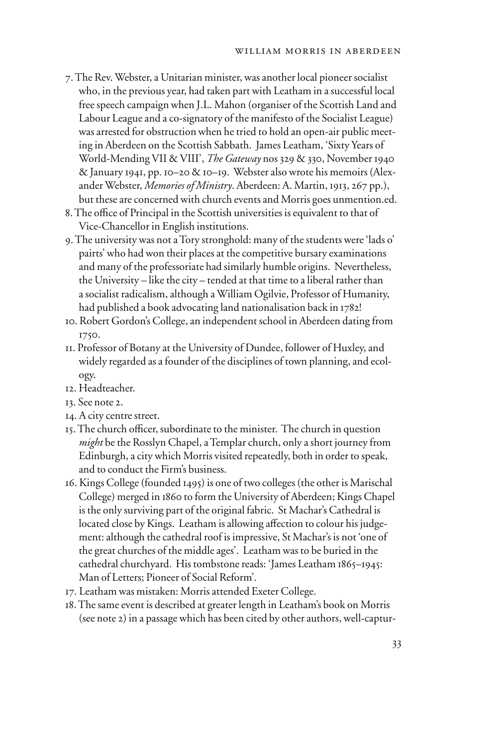7. The Rev. Webster, a Unitarian minister, was another local pioneer socialist who, in the previous year, had taken part with Leatham in a successful local free speech campaign when J.L. Mahon (organiser of the Scottish Land and Labour League and a co-signatory of the manifesto of the Socialist League) was arrested for obstruction when he tried to hold an open-air public meeting in Aberdeen on the Scottish Sabbath. James Leatham, 'Sixty Years of World-Mending VII & VIII', *The Gateway* nos 329 & 330, November 1940 & January 1941, pp. 10–20 & 10–19. Webster also wrote his memoirs (Alexander Webster, *Memories of Ministry*. Aberdeen: A. Martin, 1913, 267 pp.), but these are concerned with church events and Morris goes unmention.ed.
8. The office of Principal in the Scottish universities is equivalent to that of Vice-Chancellor in English institutions.
9. The university was not a Tory stronghold: many of the students were 'lads o' pairts' who had won their places at the competitive bursary examinations and many of the professoriate had similarly humble origins. Nevertheless, the University – like the city – tended at that time to a liberal rather than a socialist radicalism, although a William Ogilvie, Professor of Humanity, had published a book advocating land nationalisation back in 1782!
10. Robert Gordon's College, an independent school in Aberdeen dating from 1750.
11. Professor of Botany at the University of Dundee, follower of Huxley, and widely regarded as a founder of the disciplines of town planning, and ecology.
12. Headteacher.
13. See note 2.
14. A city centre street.
15. The church officer, subordinate to the minister. The church in question *might* be the Rosslyn Chapel, a Templar church, only a short journey from Edinburgh, a city which Morris visited repeatedly, both in order to speak, and to conduct the Firm's business.
16. Kings College (founded 1495) is one of two colleges (the other is Marischal College) merged in 1860 to form the University of Aberdeen; Kings Chapel is the only surviving part of the original fabric. St Machar's Cathedral is located close by Kings. Leatham is allowing affection to colour his judgement: although the cathedral roof is impressive, St Machar's is not 'one of the great churches of the middle ages'. Leatham was to be buried in the cathedral churchyard. His tombstone reads: 'James Leatham 1865–1945: Man of Letters; Pioneer of Social Reform'.
17. Leatham was mistaken: Morris attended Exeter College.
18. The same event is described at greater length in Leatham's book on Morris (see note 2) in a passage which has been cited by other authors, well-captur-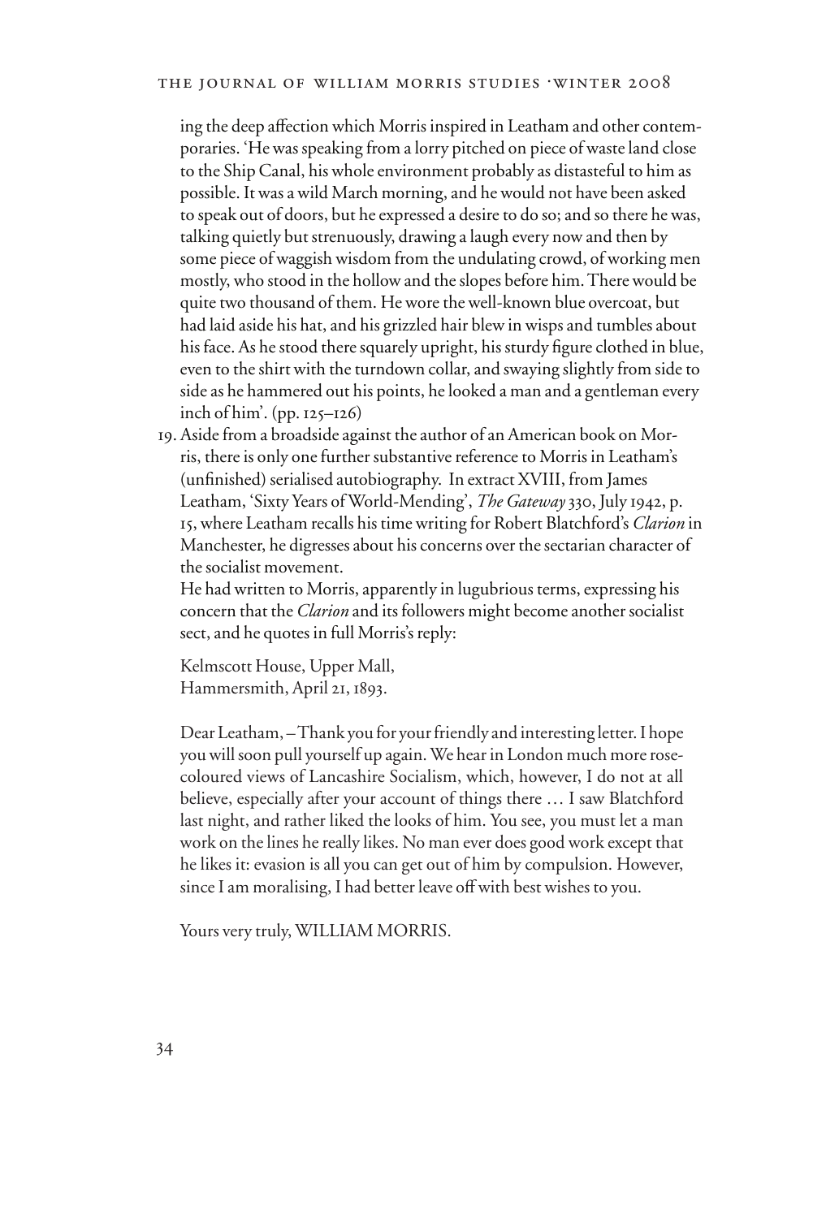ing the deep affection which Morris inspired in Leatham and other contemporaries. 'He was speaking from a lorry pitched on piece of waste land close to the Ship Canal, his whole environment probably as distasteful to him as possible. It was a wild March morning, and he would not have been asked to speak out of doors, but he expressed a desire to do so; and so there he was, talking quietly but strenuously, drawing a laugh every now and then by some piece of waggish wisdom from the undulating crowd, of working men mostly, who stood in the hollow and the slopes before him. There would be quite two thousand of them. He wore the well-known blue overcoat, but had laid aside his hat, and his grizzled hair blew in wisps and tumbles about his face. As he stood there squarely upright, his sturdy figure clothed in blue, even to the shirt with the turndown collar, and swaying slightly from side to side as he hammered out his points, he looked a man and a gentleman every inch of him'. (pp. 125–126)

19. Aside from a broadside against the author of an American book on Morris, there is only one further substantive reference to Morris in Leatham's (unfinished) serialised autobiography. In extract XVIII, from James Leatham, 'Sixty Years of World-Mending', *The Gateway* 330, July 1942, p. 15, where Leatham recalls his time writing for Robert Blatchford's *Clarion* in Manchester, he digresses about his concerns over the sectarian character of the socialist movement.

He had written to Morris, apparently in lugubrious terms, expressing his concern that the *Clarion* and its followers might become another socialist sect, and he quotes in full Morris's reply:

Kelmscott House, Upper Mall,
Hammersmith, April 21, 1893.

Dear Leatham, – Thank you for your friendly and interesting letter. I hope you will soon pull yourself up again. We hear in London much more rose-coloured views of Lancashire Socialism, which, however, I do not at all believe, especially after your account of things there … I saw Blatchford last night, and rather liked the looks of him. You see, you must let a man work on the lines he really likes. No man ever does good work except that he likes it: evasion is all you can get out of him by compulsion. However, since I am moralising, I had better leave off with best wishes to you.

Yours very truly, WILLIAM MORRIS.